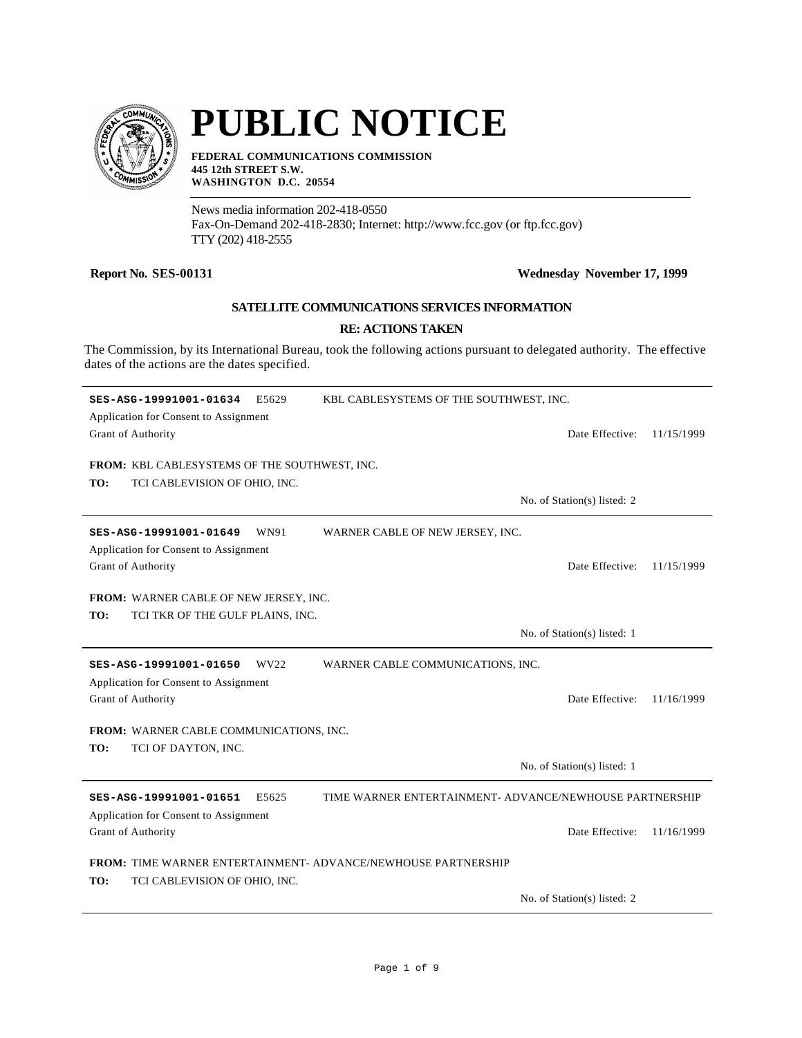# PUBLIC NOTICE

**FEDERAL COMMUNICATIONS COMMISSION**
**445 12th STREET S.W.**
**WASHINGTON D.C. 20554**

News media information 202-418-0550
Fax-On-Demand 202-418-2830; Internet: http://www.fcc.gov (or ftp.fcc.gov)
TTY (202) 418-2555

**Report No. SES-00131** **Wednesday November 17, 1999**

**SATELLITE COMMUNICATIONS SERVICES INFORMATION**

**RE: ACTIONS TAKEN**

The Commission, by its International Bureau, took the following actions pursuant to delegated authority. The effective dates of the actions are the dates specified.

---

**SES-ASG-19991001-01634** E5629 KBL CABLESYSTEMS OF THE SOUTHWEST, INC.

Application for Consent to Assignment

Grant of Authority Date Effective: 11/15/1999

**FROM:** KBL CABLESYSTEMS OF THE SOUTHWEST, INC.

**TO:** TCI CABLEVISION OF OHIO, INC.

No. of Station(s) listed: 2

---

**SES-ASG-19991001-01649** WN91 WARNER CABLE OF NEW JERSEY, INC.

Application for Consent to Assignment

Grant of Authority Date Effective: 11/15/1999

**FROM:** WARNER CABLE OF NEW JERSEY, INC.

**TO:** TCI TKR OF THE GULF PLAINS, INC.

No. of Station(s) listed: 1

---

**SES-ASG-19991001-01650** WV22 WARNER CABLE COMMUNICATIONS, INC.

Application for Consent to Assignment

Grant of Authority Date Effective: 11/16/1999

**FROM:** WARNER CABLE COMMUNICATIONS, INC.

**TO:** TCI OF DAYTON, INC.

No. of Station(s) listed: 1

---

**SES-ASG-19991001-01651** E5625 TIME WARNER ENTERTAINMENT- ADVANCE/NEWHOUSE PARTNERSHIP

Application for Consent to Assignment

Grant of Authority Date Effective: 11/16/1999

**FROM:** TIME WARNER ENTERTAINMENT- ADVANCE/NEWHOUSE PARTNERSHIP

**TO:** TCI CABLEVISION OF OHIO, INC.

No. of Station(s) listed: 2

---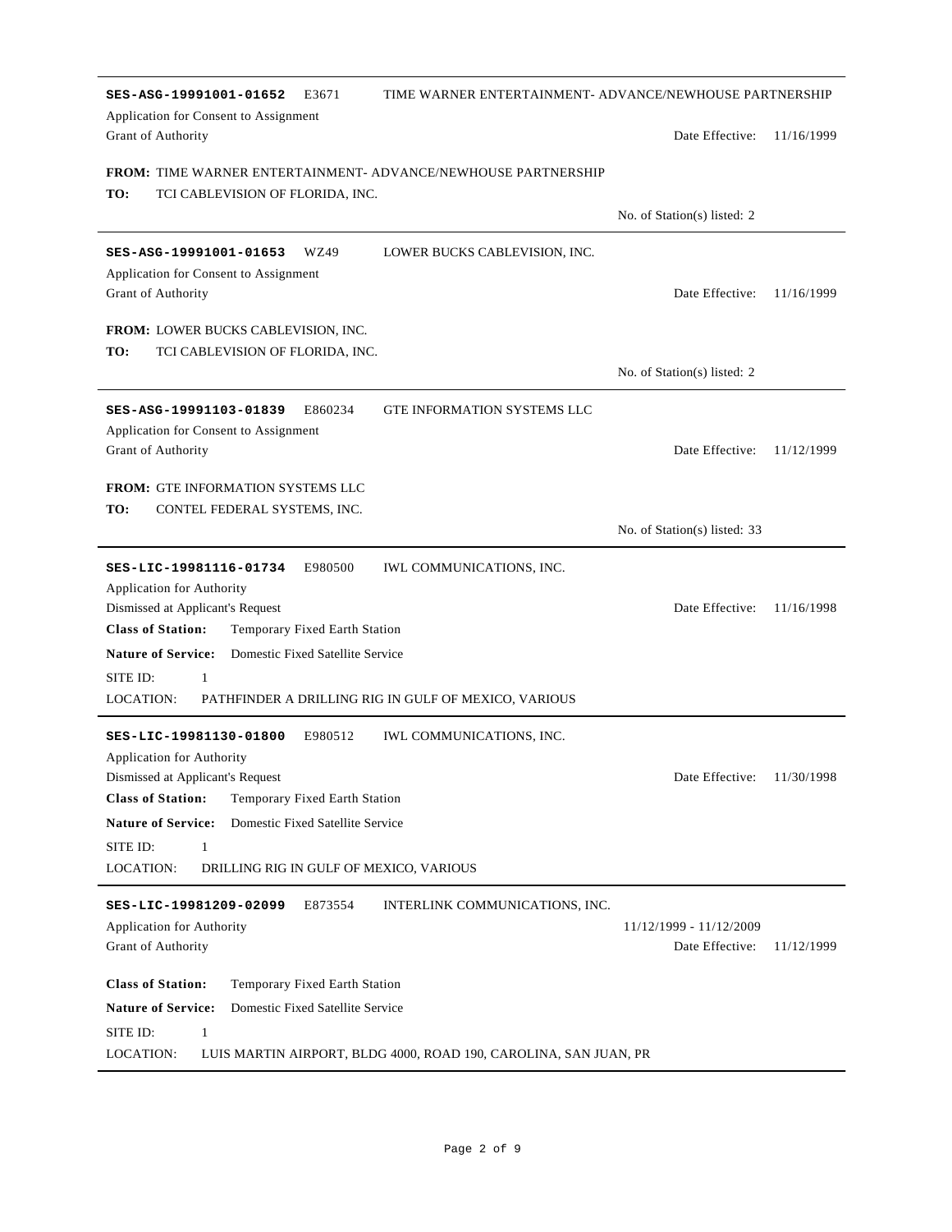**SES-ASG-19991001-01652** E3671 TIME WARNER ENTERTAINMENT- ADVANCE/NEWHOUSE PARTNERSHIP

Application for Consent to Assignment

Grant of Authority — Date Effective: 11/16/1999

**FROM:** TIME WARNER ENTERTAINMENT- ADVANCE/NEWHOUSE PARTNERSHIP

**TO:** TCI CABLEVISION OF FLORIDA, INC.

No. of Station(s) listed: 2

---

**SES-ASG-19991001-01653** WZ49 LOWER BUCKS CABLEVISION, INC.

Application for Consent to Assignment

Grant of Authority — Date Effective: 11/16/1999

**FROM:** LOWER BUCKS CABLEVISION, INC.

**TO:** TCI CABLEVISION OF FLORIDA, INC.

No. of Station(s) listed: 2

---

**SES-ASG-19991103-01839** E860234 GTE INFORMATION SYSTEMS LLC

Application for Consent to Assignment

Grant of Authority — Date Effective: 11/12/1999

**FROM:** GTE INFORMATION SYSTEMS LLC

**TO:** CONTEL FEDERAL SYSTEMS, INC.

No. of Station(s) listed: 33

---

**SES-LIC-19981116-01734** E980500 IWL COMMUNICATIONS, INC.

Application for Authority

Dismissed at Applicant's Request — Date Effective: 11/16/1998

**Class of Station:** Temporary Fixed Earth Station

**Nature of Service:** Domestic Fixed Satellite Service

SITE ID: 1

LOCATION: PATHFINDER A DRILLING RIG IN GULF OF MEXICO, VARIOUS

---

**SES-LIC-19981130-01800** E980512 IWL COMMUNICATIONS, INC.

Application for Authority

Dismissed at Applicant's Request — Date Effective: 11/30/1998

**Class of Station:** Temporary Fixed Earth Station

**Nature of Service:** Domestic Fixed Satellite Service

SITE ID: 1

LOCATION: DRILLING RIG IN GULF OF MEXICO, VARIOUS

---

**SES-LIC-19981209-02099** E873554 INTERLINK COMMUNICATIONS, INC.

Application for Authority — 11/12/1999 - 11/12/2009

Grant of Authority — Date Effective: 11/12/1999

**Class of Station:** Temporary Fixed Earth Station

**Nature of Service:** Domestic Fixed Satellite Service

SITE ID: 1

LOCATION: LUIS MARTIN AIRPORT, BLDG 4000, ROAD 190, CAROLINA, SAN JUAN, PR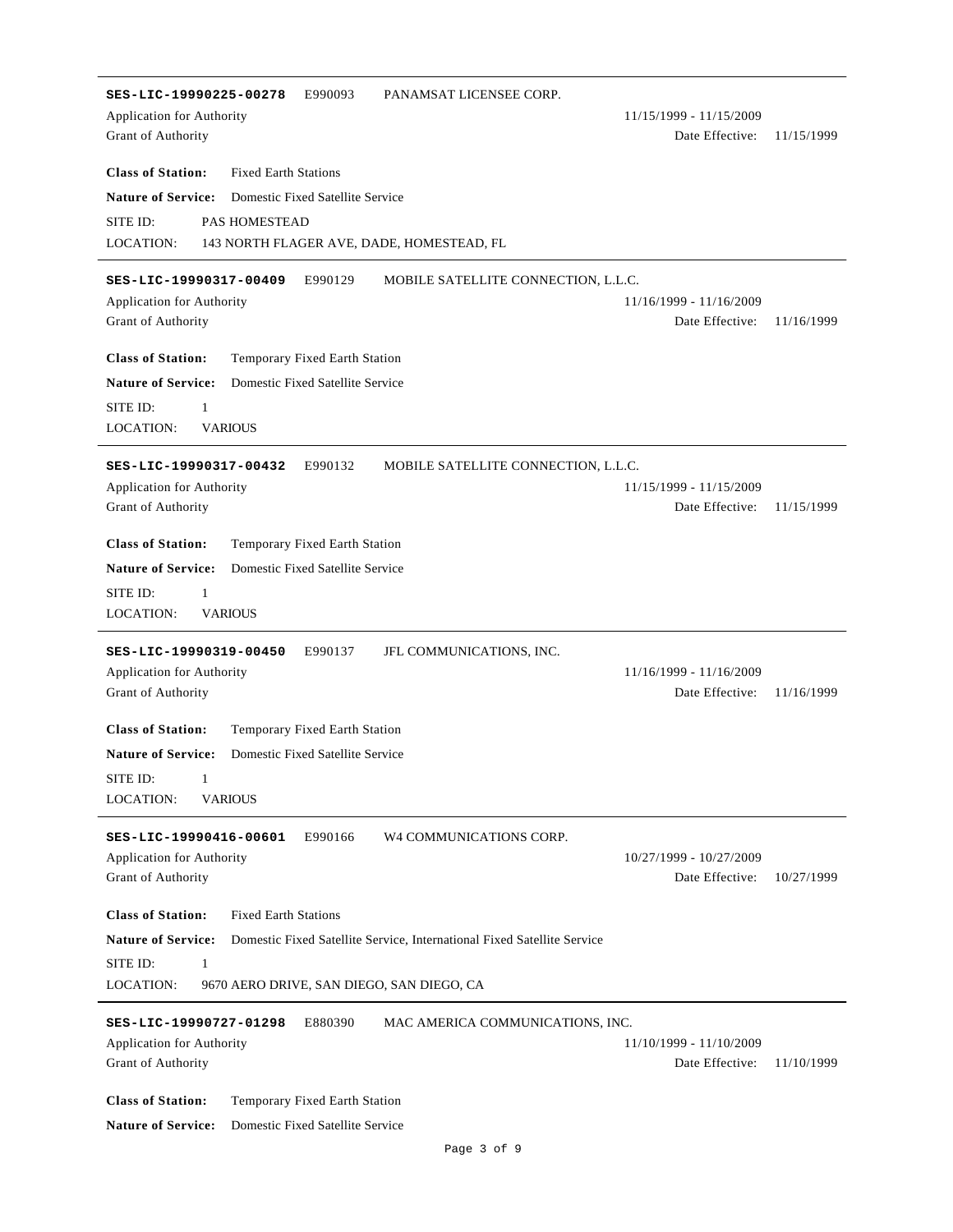---

**SES-LIC-19990225-00278** E990093 PANAMSAT LICENSEE CORP.

Application for Authority 11/15/1999 - 11/15/2009

Grant of Authority Date Effective: 11/15/1999

**Class of Station:** Fixed Earth Stations

**Nature of Service:** Domestic Fixed Satellite Service

SITE ID: PAS HOMESTEAD

LOCATION: 143 NORTH FLAGER AVE, DADE, HOMESTEAD, FL

---

**SES-LIC-19990317-00409** E990129 MOBILE SATELLITE CONNECTION, L.L.C.

Application for Authority 11/16/1999 - 11/16/2009

Grant of Authority Date Effective: 11/16/1999

**Class of Station:** Temporary Fixed Earth Station

**Nature of Service:** Domestic Fixed Satellite Service

SITE ID: 1

LOCATION: VARIOUS

---

**SES-LIC-19990317-00432** E990132 MOBILE SATELLITE CONNECTION, L.L.C.

Application for Authority 11/15/1999 - 11/15/2009

Grant of Authority Date Effective: 11/15/1999

**Class of Station:** Temporary Fixed Earth Station

**Nature of Service:** Domestic Fixed Satellite Service

SITE ID: 1

LOCATION: VARIOUS

---

**SES-LIC-19990319-00450** E990137 JFL COMMUNICATIONS, INC.

Application for Authority 11/16/1999 - 11/16/2009

Grant of Authority Date Effective: 11/16/1999

**Class of Station:** Temporary Fixed Earth Station

**Nature of Service:** Domestic Fixed Satellite Service

SITE ID: 1

LOCATION: VARIOUS

---

**SES-LIC-19990416-00601** E990166 W4 COMMUNICATIONS CORP.

Application for Authority 10/27/1999 - 10/27/2009

Grant of Authority Date Effective: 10/27/1999

**Class of Station:** Fixed Earth Stations

**Nature of Service:** Domestic Fixed Satellite Service, International Fixed Satellite Service

SITE ID: 1

LOCATION: 9670 AERO DRIVE, SAN DIEGO, SAN DIEGO, CA

---

**SES-LIC-19990727-01298** E880390 MAC AMERICA COMMUNICATIONS, INC.

Application for Authority 11/10/1999 - 11/10/2009

Grant of Authority Date Effective: 11/10/1999

**Class of Station:** Temporary Fixed Earth Station

**Nature of Service:** Domestic Fixed Satellite Service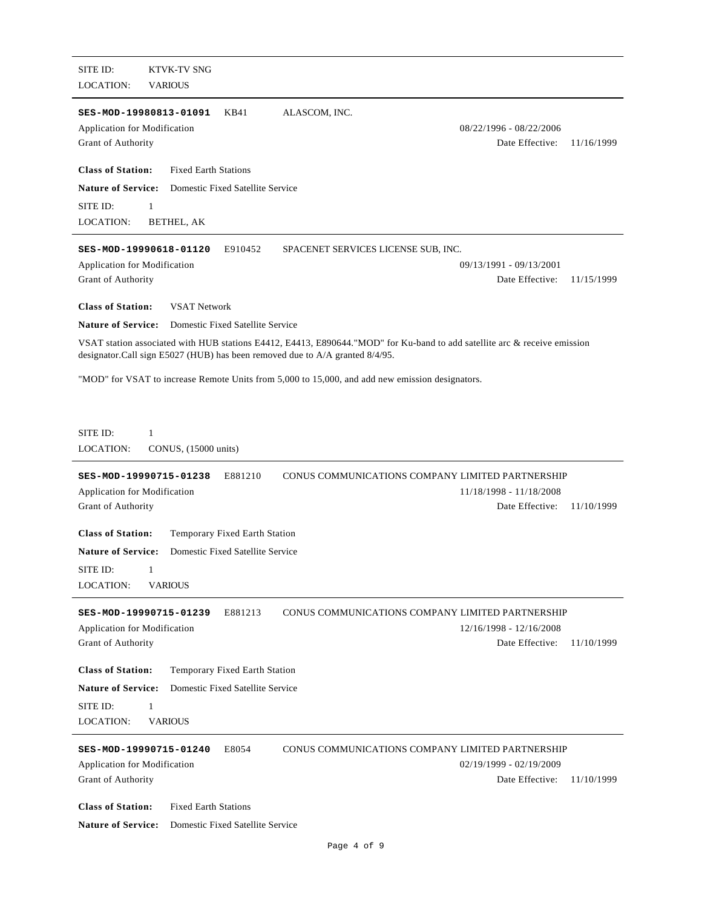SITE ID: KTVK-TV SNG
LOCATION: VARIOUS

---

**SES-MOD-19980813-01091** KB41 ALASCOM, INC.

Application for Modification 08/22/1996 - 08/22/2006

Grant of Authority Date Effective: 11/16/1999

**Class of Station:** Fixed Earth Stations

**Nature of Service:** Domestic Fixed Satellite Service

SITE ID: 1
LOCATION: BETHEL, AK

---

**SES-MOD-19990618-01120** E910452 SPACENET SERVICES LICENSE SUB, INC.

Application for Modification 09/13/1991 - 09/13/2001

Grant of Authority Date Effective: 11/15/1999

**Class of Station:** VSAT Network

**Nature of Service:** Domestic Fixed Satellite Service

VSAT station associated with HUB stations E4412, E4413, E890644."MOD" for Ku-band to add satellite arc & receive emission designator.Call sign E5027 (HUB) has been removed due to A/A granted 8/4/95.

"MOD" for VSAT to increase Remote Units from 5,000 to 15,000, and add new emission designators.

SITE ID: 1
LOCATION: CONUS, (15000 units)

---

**SES-MOD-19990715-01238** E881210 CONUS COMMUNICATIONS COMPANY LIMITED PARTNERSHIP

Application for Modification 11/18/1998 - 11/18/2008

Grant of Authority Date Effective: 11/10/1999

**Class of Station:** Temporary Fixed Earth Station

**Nature of Service:** Domestic Fixed Satellite Service

SITE ID: 1
LOCATION: VARIOUS

---

**SES-MOD-19990715-01239** E881213 CONUS COMMUNICATIONS COMPANY LIMITED PARTNERSHIP

Application for Modification 12/16/1998 - 12/16/2008

Grant of Authority Date Effective: 11/10/1999

**Class of Station:** Temporary Fixed Earth Station

**Nature of Service:** Domestic Fixed Satellite Service

SITE ID: 1
LOCATION: VARIOUS

---

**SES-MOD-19990715-01240** E8054 CONUS COMMUNICATIONS COMPANY LIMITED PARTNERSHIP

Application for Modification 02/19/1999 - 02/19/2009

Grant of Authority Date Effective: 11/10/1999

**Class of Station:** Fixed Earth Stations

**Nature of Service:** Domestic Fixed Satellite Service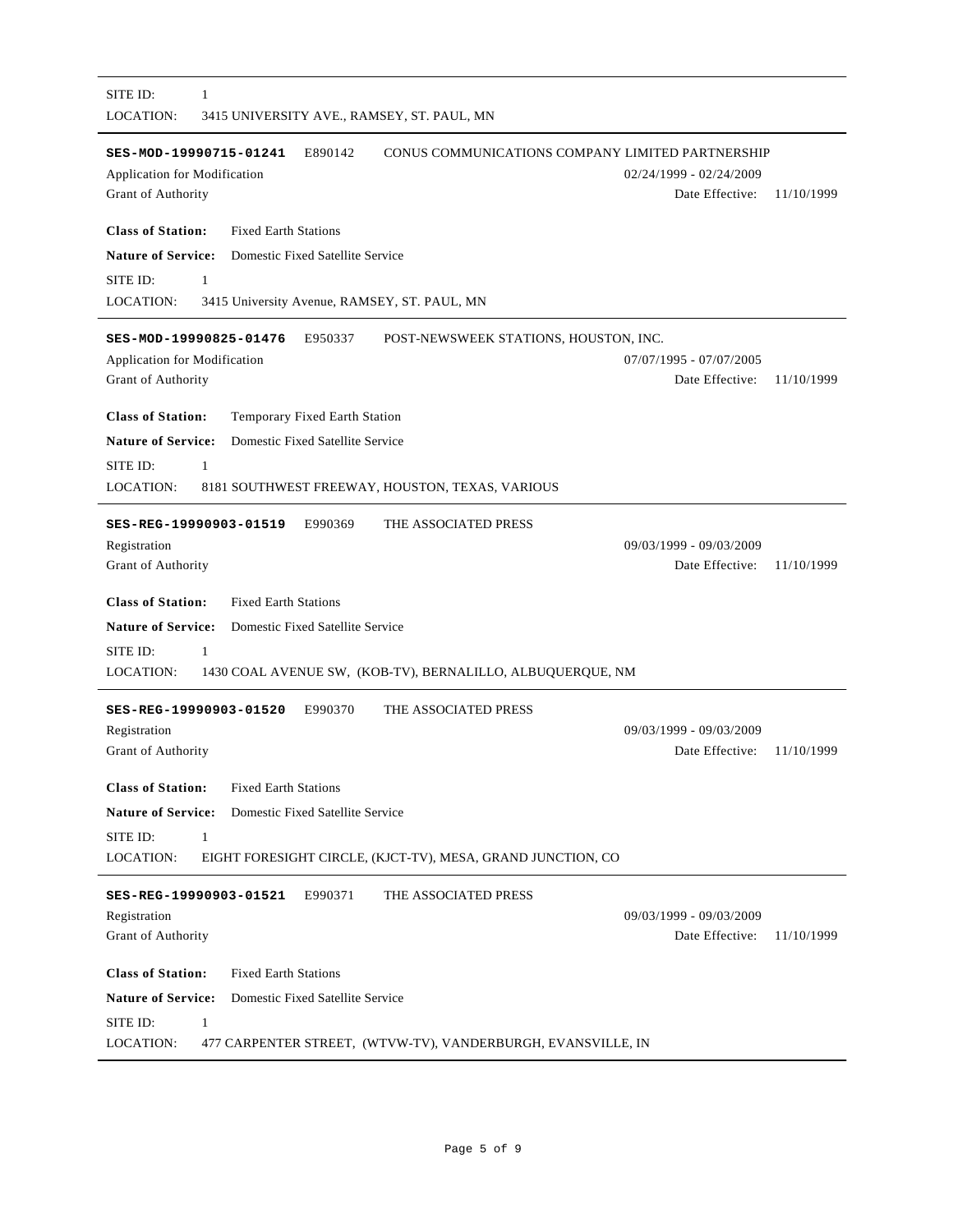SITE ID: 1
LOCATION: 3415 UNIVERSITY AVE., RAMSEY, ST. PAUL, MN

---

**SES-MOD-19990715-01241** E890142 CONUS COMMUNICATIONS COMPANY LIMITED PARTNERSHIP

Application for Modification 02/24/1999 - 02/24/2009

Grant of Authority Date Effective: 11/10/1999

**Class of Station:** Fixed Earth Stations

**Nature of Service:** Domestic Fixed Satellite Service

SITE ID: 1

LOCATION: 3415 University Avenue, RAMSEY, ST. PAUL, MN

---

**SES-MOD-19990825-01476** E950337 POST-NEWSWEEK STATIONS, HOUSTON, INC.

Application for Modification 07/07/1995 - 07/07/2005

Grant of Authority Date Effective: 11/10/1999

**Class of Station:** Temporary Fixed Earth Station

**Nature of Service:** Domestic Fixed Satellite Service

SITE ID: 1

LOCATION: 8181 SOUTHWEST FREEWAY, HOUSTON, TEXAS, VARIOUS

---

**SES-REG-19990903-01519** E990369 THE ASSOCIATED PRESS

Registration 09/03/1999 - 09/03/2009

Grant of Authority Date Effective: 11/10/1999

**Class of Station:** Fixed Earth Stations

**Nature of Service:** Domestic Fixed Satellite Service

SITE ID: 1

LOCATION: 1430 COAL AVENUE SW, (KOB-TV), BERNALILLO, ALBUQUERQUE, NM

---

**SES-REG-19990903-01520** E990370 THE ASSOCIATED PRESS

Registration 09/03/1999 - 09/03/2009

Grant of Authority Date Effective: 11/10/1999

**Class of Station:** Fixed Earth Stations

**Nature of Service:** Domestic Fixed Satellite Service

SITE ID: 1

LOCATION: EIGHT FORESIGHT CIRCLE, (KJCT-TV), MESA, GRAND JUNCTION, CO

---

**SES-REG-19990903-01521** E990371 THE ASSOCIATED PRESS

Registration 09/03/1999 - 09/03/2009

Grant of Authority Date Effective: 11/10/1999

**Class of Station:** Fixed Earth Stations

**Nature of Service:** Domestic Fixed Satellite Service

SITE ID: 1

LOCATION: 477 CARPENTER STREET, (WTVW-TV), VANDERBURGH, EVANSVILLE, IN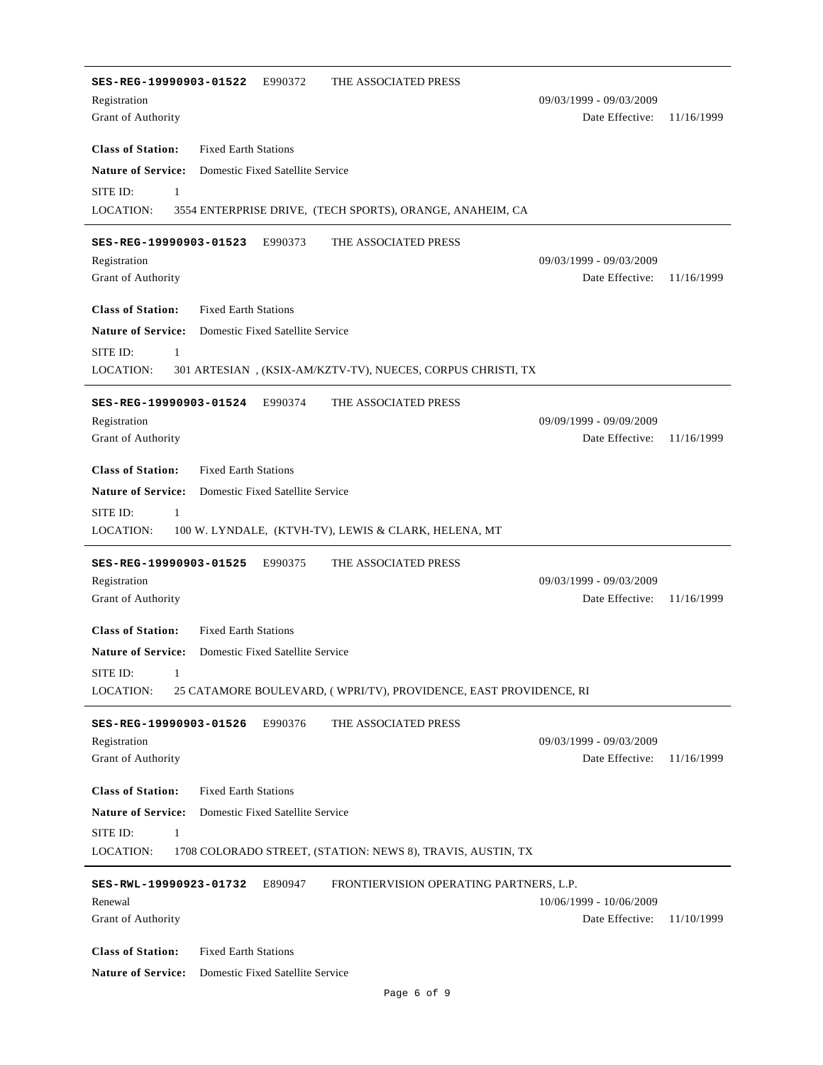---

**SES-REG-19990903-01522** E990372 THE ASSOCIATED PRESS

Registration 09/03/1999 - 09/03/2009

Grant of Authority Date Effective: 11/16/1999

**Class of Station:** Fixed Earth Stations

**Nature of Service:** Domestic Fixed Satellite Service

SITE ID: 1

LOCATION: 3554 ENTERPRISE DRIVE, (TECH SPORTS), ORANGE, ANAHEIM, CA

---

**SES-REG-19990903-01523** E990373 THE ASSOCIATED PRESS

Registration 09/03/1999 - 09/03/2009

Grant of Authority Date Effective: 11/16/1999

**Class of Station:** Fixed Earth Stations

**Nature of Service:** Domestic Fixed Satellite Service

SITE ID: 1

LOCATION: 301 ARTESIAN , (KSIX-AM/KZTV-TV), NUECES, CORPUS CHRISTI, TX

---

**SES-REG-19990903-01524** E990374 THE ASSOCIATED PRESS

Registration 09/09/1999 - 09/09/2009

Grant of Authority Date Effective: 11/16/1999

**Class of Station:** Fixed Earth Stations

**Nature of Service:** Domestic Fixed Satellite Service

SITE ID: 1

LOCATION: 100 W. LYNDALE, (KTVH-TV), LEWIS & CLARK, HELENA, MT

---

**SES-REG-19990903-01525** E990375 THE ASSOCIATED PRESS

Registration 09/03/1999 - 09/03/2009

Grant of Authority Date Effective: 11/16/1999

**Class of Station:** Fixed Earth Stations

**Nature of Service:** Domestic Fixed Satellite Service

SITE ID: 1

LOCATION: 25 CATAMORE BOULEVARD, ( WPRI/TV), PROVIDENCE, EAST PROVIDENCE, RI

---

**SES-REG-19990903-01526** E990376 THE ASSOCIATED PRESS

Registration 09/03/1999 - 09/03/2009

Grant of Authority Date Effective: 11/16/1999

**Class of Station:** Fixed Earth Stations

**Nature of Service:** Domestic Fixed Satellite Service

SITE ID: 1

LOCATION: 1708 COLORADO STREET, (STATION: NEWS 8), TRAVIS, AUSTIN, TX

---

**SES-RWL-19990923-01732** E890947 FRONTIERVISION OPERATING PARTNERS, L.P.

Renewal 10/06/1999 - 10/06/2009

Grant of Authority Date Effective: 11/10/1999

**Class of Station:** Fixed Earth Stations

**Nature of Service:** Domestic Fixed Satellite Service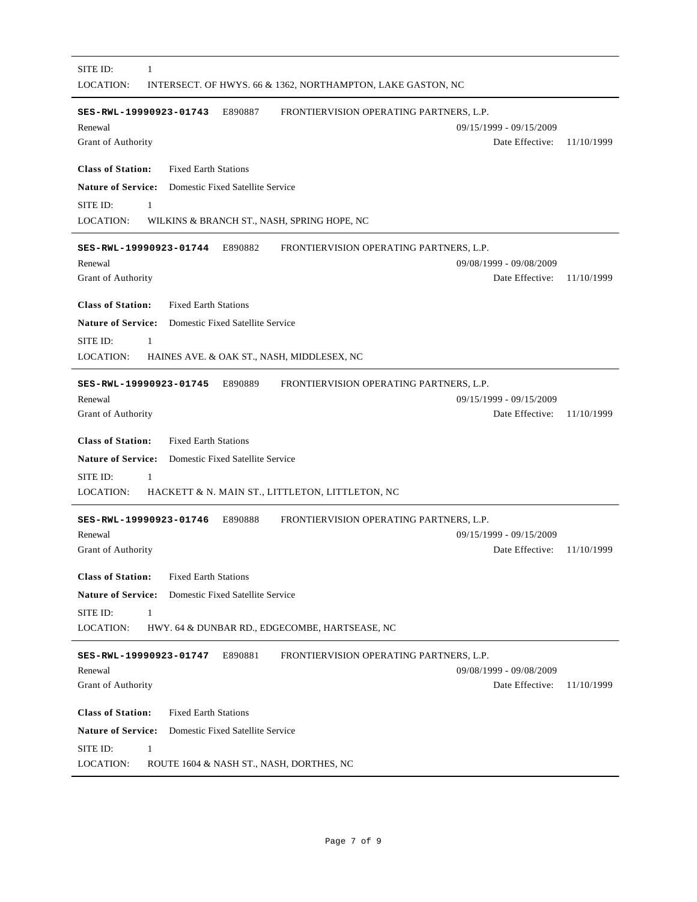SITE ID: 1

LOCATION: INTERSECT. OF HWYS. 66 & 1362, NORTHAMPTON, LAKE GASTON, NC

---

**SES-RWL-19990923-01743** E890887 FRONTIERVISION OPERATING PARTNERS, L.P.

Renewal 09/15/1999 - 09/15/2009

Grant of Authority Date Effective: 11/10/1999

**Class of Station:** Fixed Earth Stations

**Nature of Service:** Domestic Fixed Satellite Service

SITE ID: 1

LOCATION: WILKINS & BRANCH ST., NASH, SPRING HOPE, NC

---

**SES-RWL-19990923-01744** E890882 FRONTIERVISION OPERATING PARTNERS, L.P.

Renewal 09/08/1999 - 09/08/2009

Grant of Authority Date Effective: 11/10/1999

**Class of Station:** Fixed Earth Stations

**Nature of Service:** Domestic Fixed Satellite Service

SITE ID: 1

LOCATION: HAINES AVE. & OAK ST., NASH, MIDDLESEX, NC

---

**SES-RWL-19990923-01745** E890889 FRONTIERVISION OPERATING PARTNERS, L.P.

Renewal 09/15/1999 - 09/15/2009

Grant of Authority Date Effective: 11/10/1999

**Class of Station:** Fixed Earth Stations

**Nature of Service:** Domestic Fixed Satellite Service

SITE ID: 1

LOCATION: HACKETT & N. MAIN ST., LITTLETON, LITTLETON, NC

---

**SES-RWL-19990923-01746** E890888 FRONTIERVISION OPERATING PARTNERS, L.P.

Renewal 09/15/1999 - 09/15/2009

Grant of Authority Date Effective: 11/10/1999

**Class of Station:** Fixed Earth Stations

**Nature of Service:** Domestic Fixed Satellite Service

SITE ID: 1

LOCATION: HWY. 64 & DUNBAR RD., EDGECOMBE, HARTSEASE, NC

---

**SES-RWL-19990923-01747** E890881 FRONTIERVISION OPERATING PARTNERS, L.P.

Renewal 09/08/1999 - 09/08/2009

Grant of Authority Date Effective: 11/10/1999

**Class of Station:** Fixed Earth Stations

**Nature of Service:** Domestic Fixed Satellite Service

SITE ID: 1

LOCATION: ROUTE 1604 & NASH ST., NASH, DORTHES, NC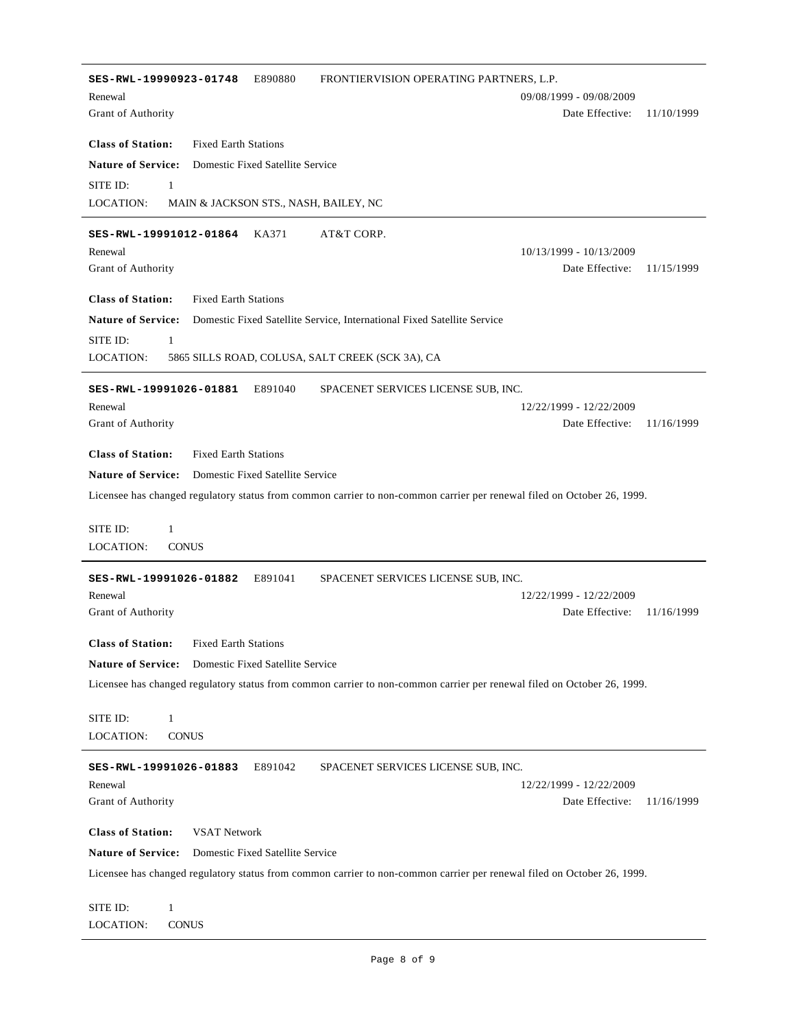---

**SES-RWL-19990923-01748** E890880 FRONTIERVISION OPERATING PARTNERS, L.P.

Renewal 09/08/1999 - 09/08/2009

Grant of Authority Date Effective: 11/10/1999

**Class of Station:** Fixed Earth Stations

**Nature of Service:** Domestic Fixed Satellite Service

SITE ID: 1

LOCATION: MAIN & JACKSON STS., NASH, BAILEY, NC

---

**SES-RWL-19991012-01864** KA371 AT&T CORP.

Renewal 10/13/1999 - 10/13/2009

Grant of Authority Date Effective: 11/15/1999

**Class of Station:** Fixed Earth Stations

**Nature of Service:** Domestic Fixed Satellite Service, International Fixed Satellite Service

SITE ID: 1

LOCATION: 5865 SILLS ROAD, COLUSA, SALT CREEK (SCK 3A), CA

---

**SES-RWL-19991026-01881** E891040 SPACENET SERVICES LICENSE SUB, INC.

Renewal 12/22/1999 - 12/22/2009

Grant of Authority Date Effective: 11/16/1999

**Class of Station:** Fixed Earth Stations

**Nature of Service:** Domestic Fixed Satellite Service

Licensee has changed regulatory status from common carrier to non-common carrier per renewal filed on October 26, 1999.

SITE ID: 1

LOCATION: CONUS

---

**SES-RWL-19991026-01882** E891041 SPACENET SERVICES LICENSE SUB, INC.

Renewal 12/22/1999 - 12/22/2009

Grant of Authority Date Effective: 11/16/1999

**Class of Station:** Fixed Earth Stations

**Nature of Service:** Domestic Fixed Satellite Service

Licensee has changed regulatory status from common carrier to non-common carrier per renewal filed on October 26, 1999.

SITE ID: 1

LOCATION: CONUS

---

**SES-RWL-19991026-01883** E891042 SPACENET SERVICES LICENSE SUB, INC.

Renewal 12/22/1999 - 12/22/2009

Grant of Authority Date Effective: 11/16/1999

**Class of Station:** VSAT Network

**Nature of Service:** Domestic Fixed Satellite Service

Licensee has changed regulatory status from common carrier to non-common carrier per renewal filed on October 26, 1999.

SITE ID: 1

LOCATION: CONUS

---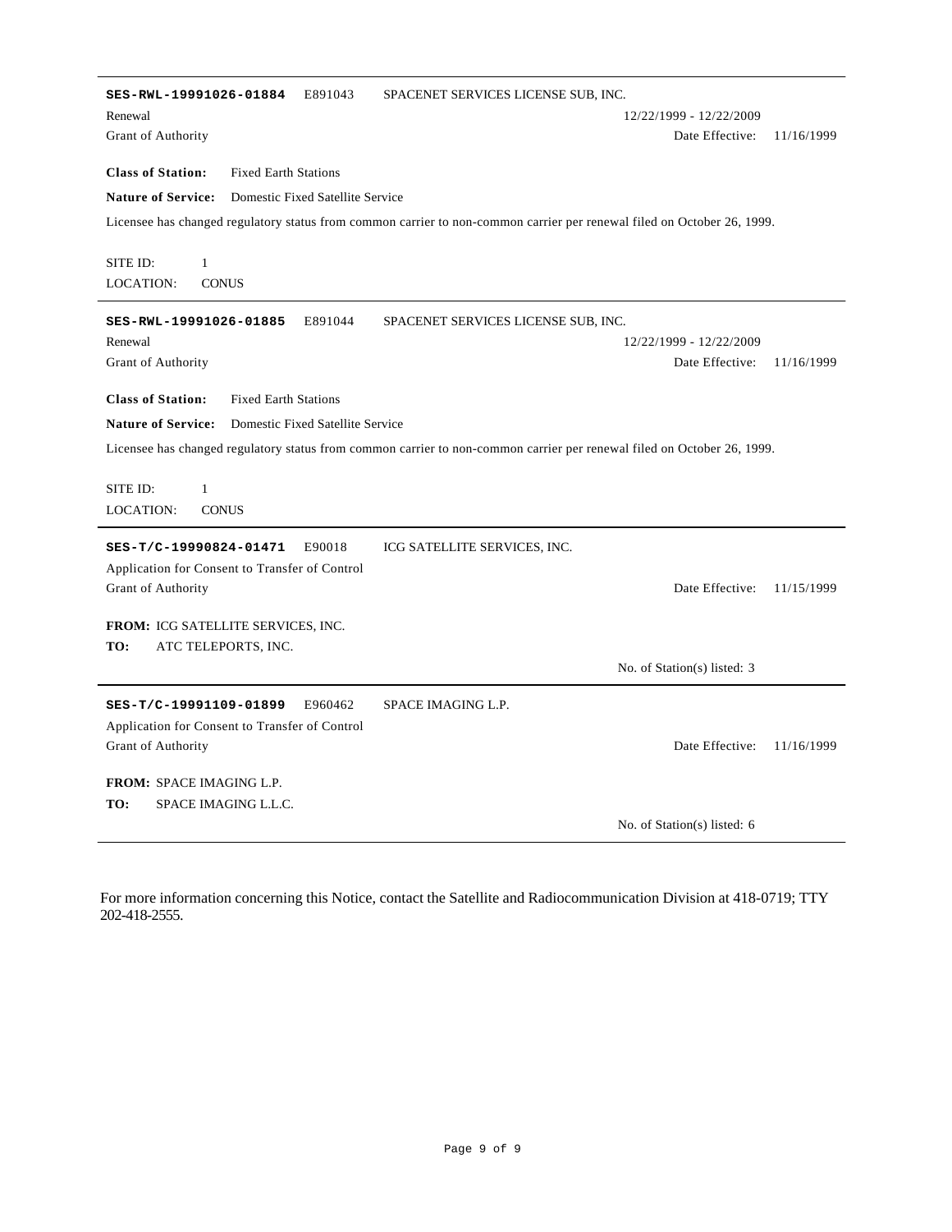---

**SES-RWL-19991026-01884** E891043 SPACENET SERVICES LICENSE SUB, INC.

Renewal 12/22/1999 - 12/22/2009

Grant of Authority Date Effective: 11/16/1999

**Class of Station:** Fixed Earth Stations

**Nature of Service:** Domestic Fixed Satellite Service

Licensee has changed regulatory status from common carrier to non-common carrier per renewal filed on October 26, 1999.

SITE ID: 1

LOCATION: CONUS

---

**SES-RWL-19991026-01885** E891044 SPACENET SERVICES LICENSE SUB, INC.

Renewal 12/22/1999 - 12/22/2009

Grant of Authority Date Effective: 11/16/1999

**Class of Station:** Fixed Earth Stations

**Nature of Service:** Domestic Fixed Satellite Service

Licensee has changed regulatory status from common carrier to non-common carrier per renewal filed on October 26, 1999.

SITE ID: 1

LOCATION: CONUS

---

**SES-T/C-19990824-01471** E90018 ICG SATELLITE SERVICES, INC.

Application for Consent to Transfer of Control

Grant of Authority Date Effective: 11/15/1999

**FROM:** ICG SATELLITE SERVICES, INC.

**TO:** ATC TELEPORTS, INC.

No. of Station(s) listed: 3

---

**SES-T/C-19991109-01899** E960462 SPACE IMAGING L.P.

Application for Consent to Transfer of Control

Grant of Authority Date Effective: 11/16/1999

**FROM:** SPACE IMAGING L.P.

**TO:** SPACE IMAGING L.L.C.

No. of Station(s) listed: 6

---

For more information concerning this Notice, contact the Satellite and Radiocommunication Division at 418-0719; TTY 202-418-2555.